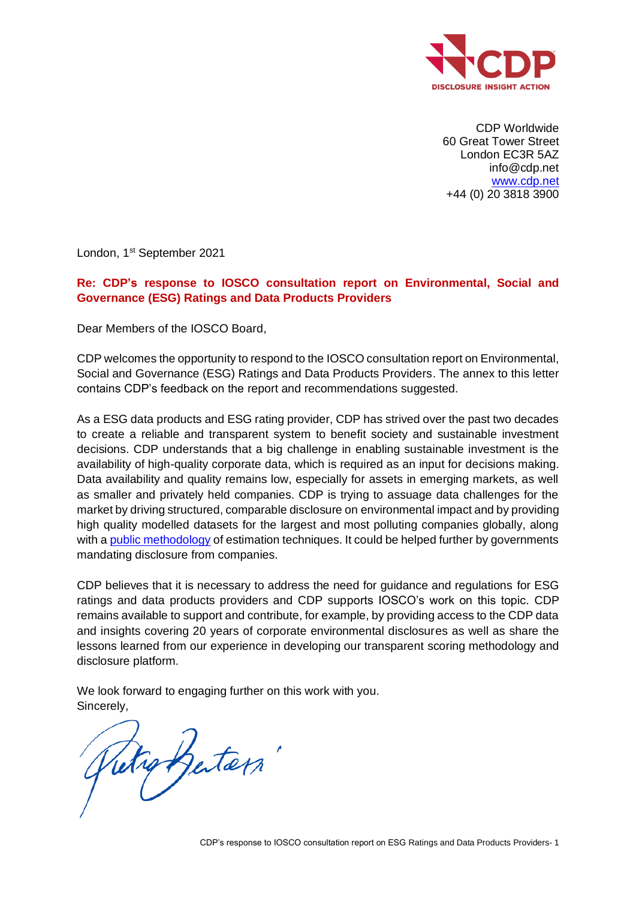CDP Worldwide
60 Great Tower Street
London EC3R 5AZ
info@cdp.net
www.cdp.net
+44 (0) 20 3818 3900

London, 1st September 2021

**Re: CDP's response to IOSCO consultation report on Environmental, Social and Governance (ESG) Ratings and Data Products Providers**

Dear Members of the IOSCO Board,

CDP welcomes the opportunity to respond to the IOSCO consultation report on Environmental, Social and Governance (ESG) Ratings and Data Products Providers. The annex to this letter contains CDP's feedback on the report and recommendations suggested.

As a ESG data products and ESG rating provider, CDP has strived over the past two decades to create a reliable and transparent system to benefit society and sustainable investment decisions. CDP understands that a big challenge in enabling sustainable investment is the availability of high-quality corporate data, which is required as an input for decisions making. Data availability and quality remains low, especially for assets in emerging markets, as well as smaller and privately held companies. CDP is trying to assuage data challenges for the market by driving structured, comparable disclosure on environmental impact and by providing high quality modelled datasets for the largest and most polluting companies globally, along with a public methodology of estimation techniques. It could be helped further by governments mandating disclosure from companies.

CDP believes that it is necessary to address the need for guidance and regulations for ESG ratings and data products providers and CDP supports IOSCO's work on this topic. CDP remains available to support and contribute, for example, by providing access to the CDP data and insights covering 20 years of corporate environmental disclosures as well as share the lessons learned from our experience in developing our transparent scoring methodology and disclosure platform.

We look forward to engaging further on this work with you.
Sincerely,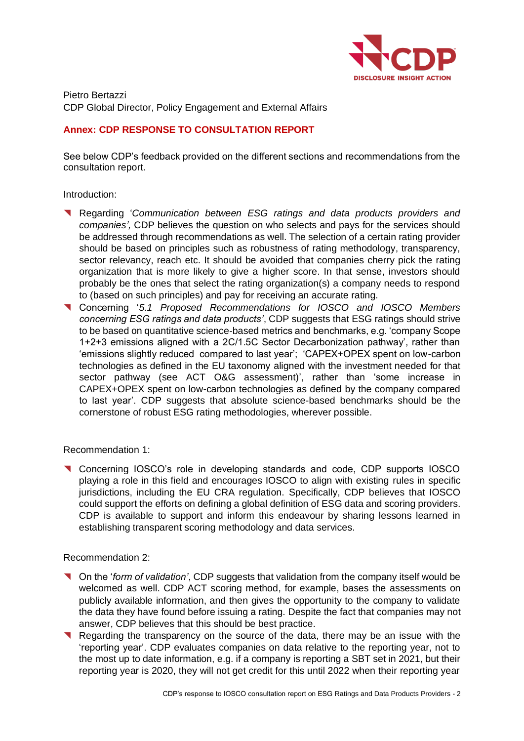Pietro Bertazzi
CDP Global Director, Policy Engagement and External Affairs

## Annex: CDP RESPONSE TO CONSULTATION REPORT

See below CDP's feedback provided on the different sections and recommendations from the consultation report.

Introduction:

- Regarding '*Communication between ESG ratings and data products providers and companies',* CDP believes the question on who selects and pays for the services should be addressed through recommendations as well. The selection of a certain rating provider should be based on principles such as robustness of rating methodology, transparency, sector relevancy, reach etc. It should be avoided that companies cherry pick the rating organization that is more likely to give a higher score. In that sense, investors should probably be the ones that select the rating organization(s) a company needs to respond to (based on such principles) and pay for receiving an accurate rating.
- Concerning '*5.1 Proposed Recommendations for IOSCO and IOSCO Members concerning ESG ratings and data products'*, CDP suggests that ESG ratings should strive to be based on quantitative science-based metrics and benchmarks, e.g. 'company Scope 1+2+3 emissions aligned with a 2C/1.5C Sector Decarbonization pathway', rather than 'emissions slightly reduced compared to last year'; 'CAPEX+OPEX spent on low-carbon technologies as defined in the EU taxonomy aligned with the investment needed for that sector pathway (see ACT O&G assessment)', rather than 'some increase in CAPEX+OPEX spent on low-carbon technologies as defined by the company compared to last year'. CDP suggests that absolute science-based benchmarks should be the cornerstone of robust ESG rating methodologies, wherever possible.

Recommendation 1:

- Concerning IOSCO's role in developing standards and code, CDP supports IOSCO playing a role in this field and encourages IOSCO to align with existing rules in specific jurisdictions, including the EU CRA regulation. Specifically, CDP believes that IOSCO could support the efforts on defining a global definition of ESG data and scoring providers. CDP is available to support and inform this endeavour by sharing lessons learned in establishing transparent scoring methodology and data services.

Recommendation 2:

- On the '*form of validation'*, CDP suggests that validation from the company itself would be welcomed as well. CDP ACT scoring method, for example, bases the assessments on publicly available information, and then gives the opportunity to the company to validate the data they have found before issuing a rating. Despite the fact that companies may not answer, CDP believes that this should be best practice.
- Regarding the transparency on the source of the data, there may be an issue with the 'reporting year'. CDP evaluates companies on data relative to the reporting year, not to the most up to date information, e.g. if a company is reporting a SBT set in 2021, but their reporting year is 2020, they will not get credit for this until 2022 when their reporting year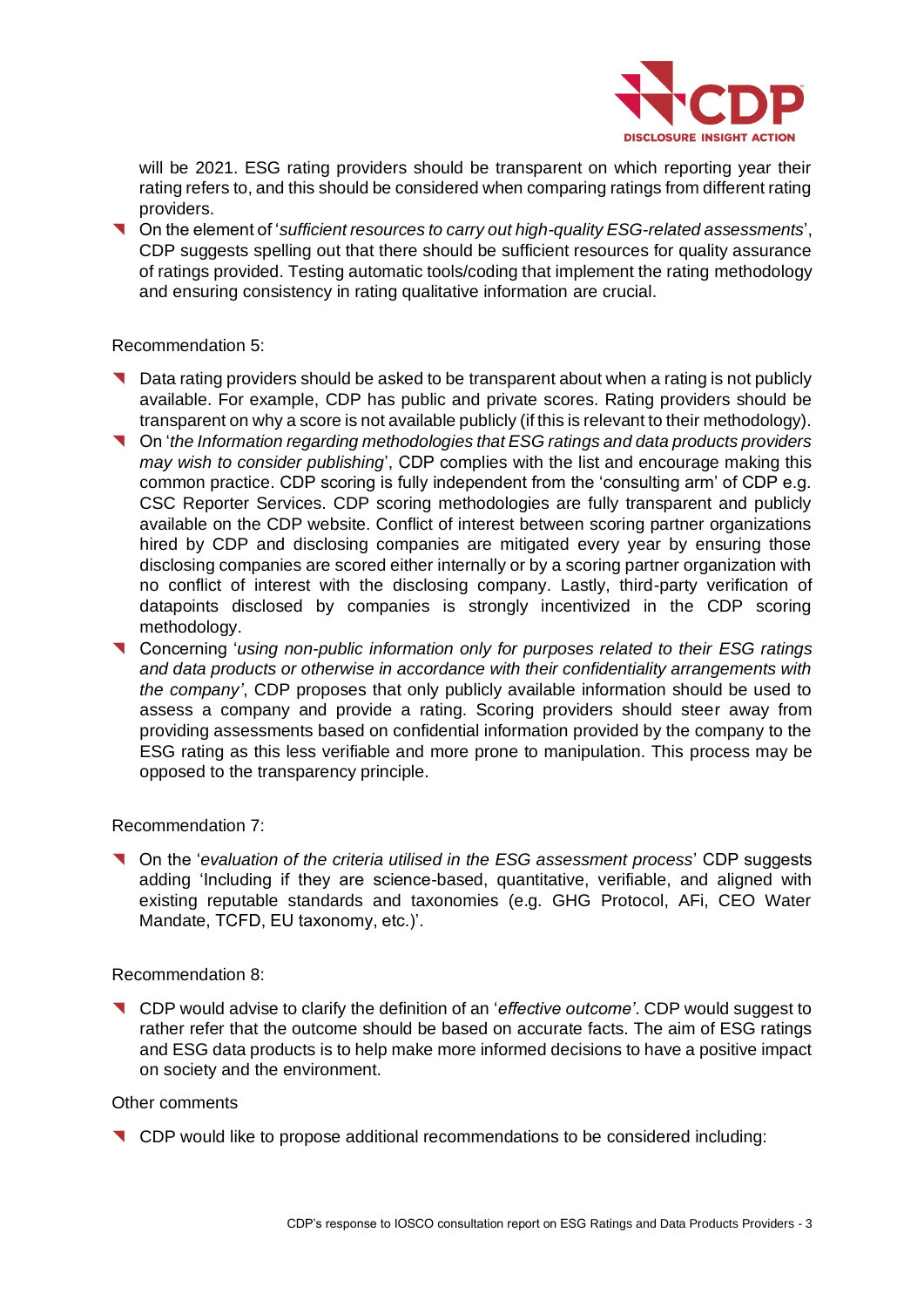will be 2021. ESG rating providers should be transparent on which reporting year their rating refers to, and this should be considered when comparing ratings from different rating providers.

- On the element of '*sufficient resources to carry out high-quality ESG-related assessments*', CDP suggests spelling out that there should be sufficient resources for quality assurance of ratings provided. Testing automatic tools/coding that implement the rating methodology and ensuring consistency in rating qualitative information are crucial.

Recommendation 5:

- Data rating providers should be asked to be transparent about when a rating is not publicly available. For example, CDP has public and private scores. Rating providers should be transparent on why a score is not available publicly (if this is relevant to their methodology).
- On '*the Information regarding methodologies that ESG ratings and data products providers may wish to consider publishing*', CDP complies with the list and encourage making this common practice. CDP scoring is fully independent from the 'consulting arm' of CDP e.g. CSC Reporter Services. CDP scoring methodologies are fully transparent and publicly available on the CDP website. Conflict of interest between scoring partner organizations hired by CDP and disclosing companies are mitigated every year by ensuring those disclosing companies are scored either internally or by a scoring partner organization with no conflict of interest with the disclosing company. Lastly, third-party verification of datapoints disclosed by companies is strongly incentivized in the CDP scoring methodology.
- Concerning '*using non-public information only for purposes related to their ESG ratings and data products or otherwise in accordance with their confidentiality arrangements with the company'*, CDP proposes that only publicly available information should be used to assess a company and provide a rating. Scoring providers should steer away from providing assessments based on confidential information provided by the company to the ESG rating as this less verifiable and more prone to manipulation. This process may be opposed to the transparency principle.

Recommendation 7:

- On the '*evaluation of the criteria utilised in the ESG assessment process*' CDP suggests adding 'Including if they are science-based, quantitative, verifiable, and aligned with existing reputable standards and taxonomies (e.g. GHG Protocol, AFi, CEO Water Mandate, TCFD, EU taxonomy, etc.)'.

Recommendation 8:

- CDP would advise to clarify the definition of an '*effective outcome'*. CDP would suggest to rather refer that the outcome should be based on accurate facts. The aim of ESG ratings and ESG data products is to help make more informed decisions to have a positive impact on society and the environment.

Other comments

- CDP would like to propose additional recommendations to be considered including: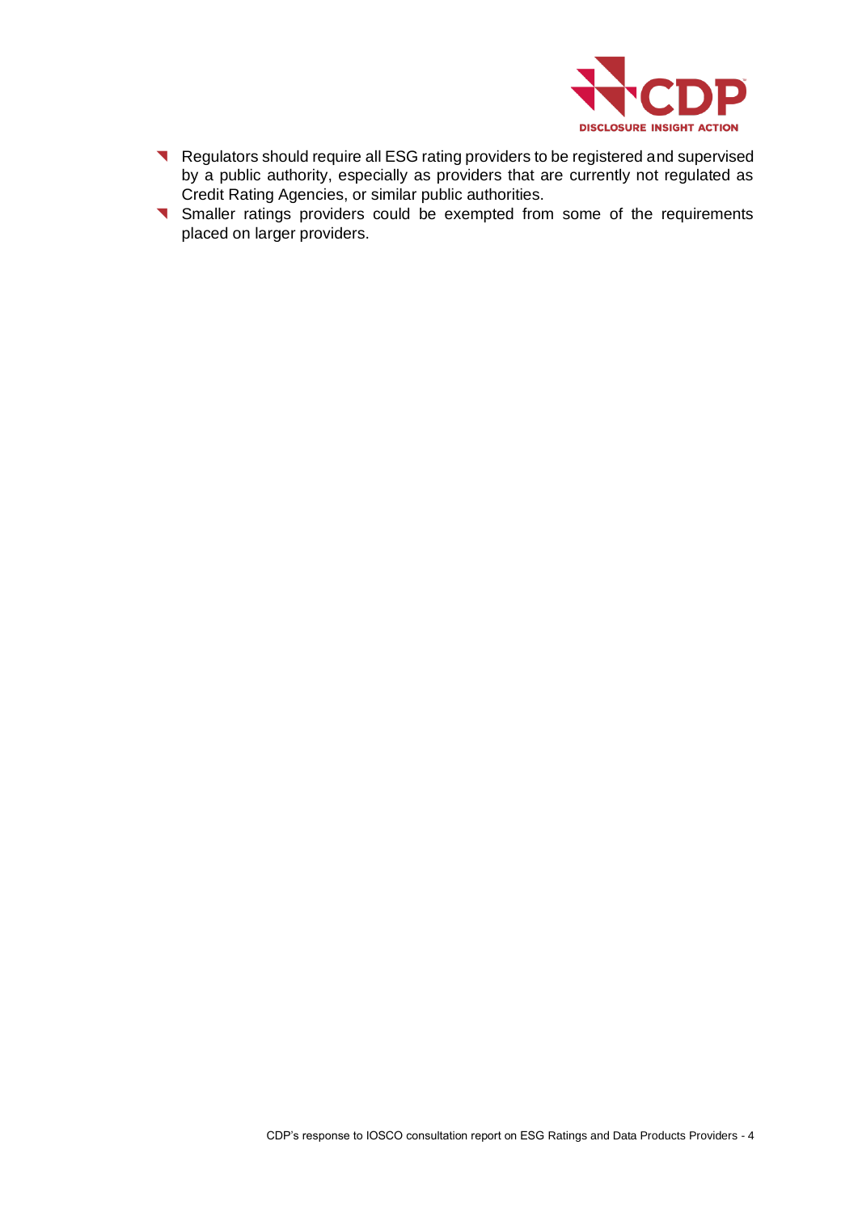- Regulators should require all ESG rating providers to be registered and supervised by a public authority, especially as providers that are currently not regulated as Credit Rating Agencies, or similar public authorities.
- Smaller ratings providers could be exempted from some of the requirements placed on larger providers.